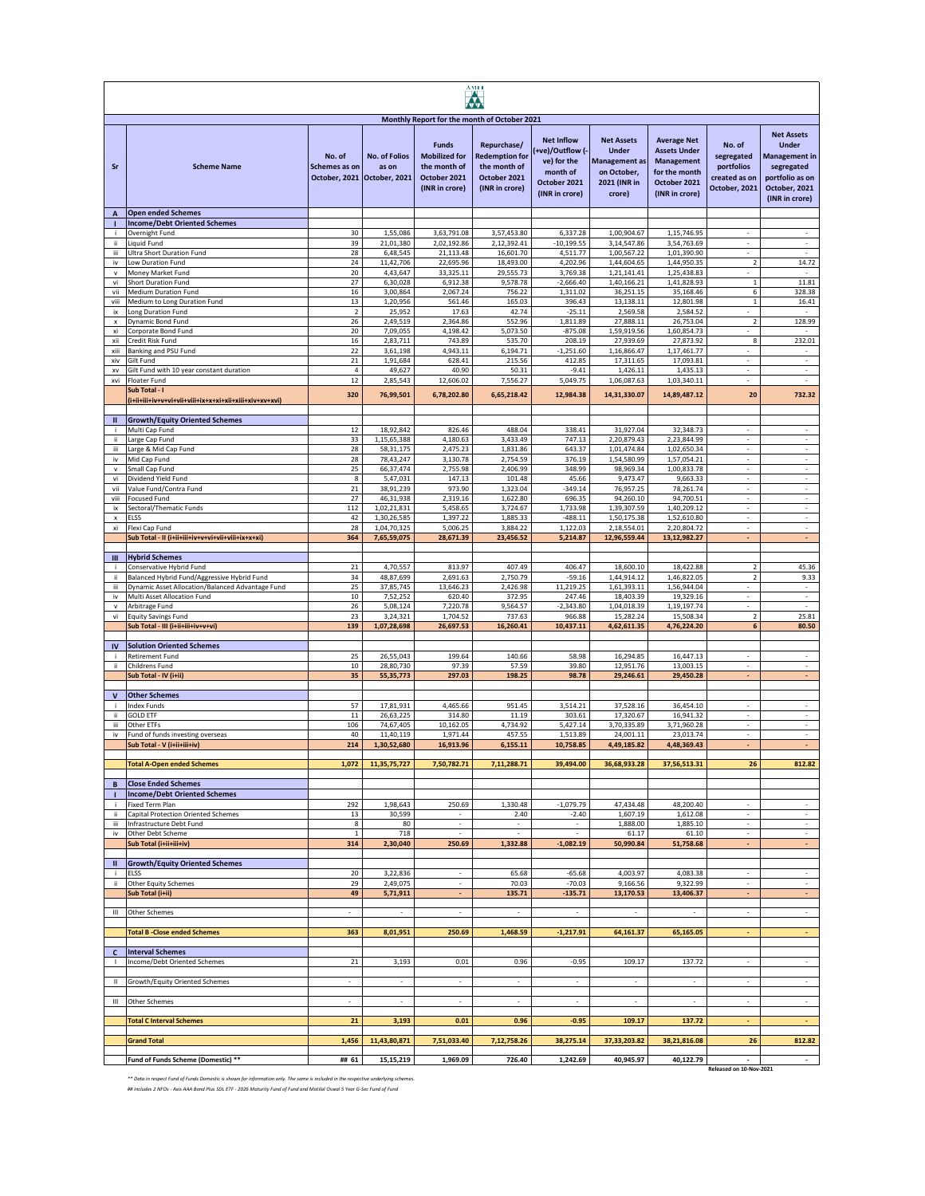## Monthly Report for the month of October 2021

| Sr | Scheme Name | No. of Schemes as on October, 2021 | No. of Folios as on October, 2021 | Funds Mobilized for the month of October 2021 (INR in crore) | Repurchase/ Redemption for the month of October 2021 (INR in crore) | Net Inflow (+ve)/Outflow (-ve) for the month of October 2021 (INR in crore) | Net Assets Under Management as on October, 2021 (INR in crore) | Average Net Assets Under Management for the month October 2021 (INR in crore) | No. of segregated portfolios created as on October, 2021 | Net Assets Under Management in segregated portfolio as on October, 2021 (INR in crore) |
|---|---|---|---|---|---|---|---|---|---|---|
| **A** | **Open ended Schemes** | | | | | | | | | |
| **I** | **Income/Debt Oriented Schemes** | | | | | | | | | |
| i | Overnight Fund | 30 | 1,55,086 | 3,63,791.08 | 3,57,453.80 | 6,337.28 | 1,00,904.67 | 1,15,746.95 | - | - |
| ii | Liquid Fund | 39 | 21,01,380 | 2,02,192.86 | 2,12,392.41 | -10,199.55 | 3,14,547.86 | 3,54,763.69 | - | - |
| iii | Ultra Short Duration Fund | 28 | 6,48,545 | 21,113.48 | 16,601.70 | 4,511.77 | 1,00,567.22 | 1,01,390.90 | - | - |
| iv | Low Duration Fund | 24 | 11,42,706 | 22,695.96 | 18,493.00 | 4,202.96 | 1,44,604.65 | 1,44,950.35 | 2 | 14.72 |
| v | Money Market Fund | 20 | 4,43,647 | 33,325.11 | 29,555.73 | 3,769.38 | 1,21,141.41 | 1,25,438.83 | - | - |
| vi | Short Duration Fund | 27 | 6,30,028 | 6,912.38 | 9,578.78 | -2,666.40 | 1,40,166.21 | 1,41,828.93 | 1 | 11.81 |
| vii | Medium Duration Fund | 16 | 3,00,864 | 2,067.24 | 756.22 | 1,311.02 | 36,251.15 | 35,168.46 | 6 | 328.38 |
| viii | Medium to Long Duration Fund | 13 | 1,20,956 | 561.46 | 165.03 | 396.43 | 13,138.11 | 12,801.98 | 1 | 16.41 |
| ix | Long Duration Fund | 2 | 25,952 | 17.63 | 42.74 | -25.11 | 2,569.58 | 2,584.52 | - | - |
| x | Dynamic Bond Fund | 26 | 2,49,519 | 2,364.86 | 552.96 | 1,811.89 | 27,888.11 | 26,753.04 | 2 | 128.99 |
| xi | Corporate Bond Fund | 20 | 7,09,055 | 4,198.42 | 5,073.50 | -875.08 | 1,59,919.56 | 1,60,854.73 | - | - |
| xii | Credit Risk Fund | 16 | 2,83,711 | 743.89 | 535.70 | 208.19 | 27,939.69 | 27,873.92 | 8 | 232.01 |
| xiii | Banking and PSU Fund | 22 | 3,61,198 | 4,943.11 | 6,194.71 | -1,251.60 | 1,16,866.47 | 1,17,461.77 | - | - |
| xiv | Gilt Fund | 21 | 1,91,684 | 628.41 | 215.56 | 412.85 | 17,311.65 | 17,093.81 | - | - |
| xv | Gilt Fund with 10 year constant duration | 4 | 49,627 | 40.90 | 50.31 | -9.41 | 1,426.11 | 1,435.13 | - | - |
| xvi | Floater Fund | 12 | 2,85,543 | 12,606.02 | 7,556.27 | 5,049.75 | 1,06,087.63 | 1,03,340.11 | - | - |
| | **Sub Total - I (i+ii+iii+iv+v+vi+vii+viii+ix+x+xi+xii+xiii+xiv+xv+xvi)** | **320** | **76,99,501** | **6,78,202.80** | **6,65,218.42** | **12,984.38** | **14,31,330.07** | **14,89,487.12** | **20** | **732.32** |
| **II** | **Growth/Equity Oriented Schemes** | | | | | | | | | |
| i | Multi Cap Fund | 12 | 18,92,842 | 826.46 | 488.04 | 338.41 | 31,927.04 | 32,348.73 | - | - |
| ii | Large Cap Fund | 33 | 1,15,65,388 | 4,180.63 | 3,433.49 | 747.13 | 2,20,879.43 | 2,23,844.99 | - | - |
| iii | Large & Mid Cap Fund | 28 | 58,31,175 | 2,475.23 | 1,831.86 | 643.37 | 1,01,474.84 | 1,02,650.34 | - | - |
| iv | Mid Cap Fund | 28 | 78,43,247 | 3,130.78 | 2,754.59 | 376.19 | 1,54,580.99 | 1,57,054.21 | - | - |
| v | Small Cap Fund | 25 | 66,37,474 | 2,755.98 | 2,406.99 | 348.99 | 98,969.34 | 1,00,833.78 | - | - |
| vi | Dividend Yield Fund | 8 | 5,47,031 | 147.13 | 101.48 | 45.66 | 9,473.47 | 9,663.33 | - | - |
| vii | Value Fund/Contra Fund | 21 | 38,91,239 | 973.90 | 1,323.04 | -349.14 | 76,957.25 | 78,261.74 | - | - |
| viii | Focused Fund | 27 | 46,31,938 | 2,319.16 | 1,622.80 | 696.35 | 94,260.10 | 94,700.51 | - | - |
| ix | Sectoral/Thematic Funds | 112 | 1,02,21,831 | 5,458.65 | 3,724.67 | 1,733.98 | 1,39,307.59 | 1,40,209.12 | - | - |
| x | ELSS | 42 | 1,30,26,585 | 1,397.22 | 1,885.33 | -488.11 | 1,50,175.38 | 1,52,610.80 | - | - |
| xi | Flexi Cap Fund | 28 | 1,04,70,325 | 5,006.25 | 3,884.22 | 1,122.03 | 2,18,554.01 | 2,20,804.72 | - | - |
| | **Sub Total - II (i+ii+iii+iv+v+vi+vii+viii+ix+x+xi)** | **364** | **7,65,59,075** | **28,671.39** | **23,456.52** | **5,214.87** | **12,96,559.44** | **13,12,982.27** | **-** | **-** |
| **III** | **Hybrid Schemes** | | | | | | | | | |
| i | Conservative Hybrid Fund | 21 | 4,70,557 | 813.97 | 407.49 | 406.47 | 18,600.10 | 18,422.88 | 2 | 45.36 |
| ii | Balanced Hybrid Fund/Aggressive Hybrid Fund | 34 | 48,87,699 | 2,691.63 | 2,750.79 | -59.16 | 1,44,914.12 | 1,46,822.05 | 2 | 9.33 |
| iii | Dynamic Asset Allocation/Balanced Advantage Fund | 25 | 37,85,745 | 13,646.23 | 2,426.98 | 11,219.25 | 1,61,393.11 | 1,56,944.04 | - | - |
| iv | Multi Asset Allocation Fund | 10 | 7,52,252 | 620.40 | 372.95 | 247.46 | 18,403.39 | 19,329.16 | - | - |
| v | Arbitrage Fund | 26 | 5,08,124 | 7,220.78 | 9,564.57 | -2,343.80 | 1,04,018.39 | 1,19,197.74 | - | - |
| vi | Equity Savings Fund | 23 | 3,24,321 | 1,704.52 | 737.63 | 966.88 | 15,282.24 | 15,508.34 | 2 | 25.81 |
| | **Sub Total - III (i+ii+iii+iv+v+vi)** | **139** | **1,07,28,698** | **26,697.53** | **16,260.41** | **10,437.11** | **4,62,611.35** | **4,76,224.20** | **6** | **80.50** |
| **IV** | **Solution Oriented Schemes** | | | | | | | | | |
| i | Retirement Fund | 25 | 26,55,043 | 199.64 | 140.66 | 58.98 | 16,294.85 | 16,447.13 | - | - |
| ii | Childrens Fund | 10 | 28,80,730 | 97.39 | 57.59 | 39.80 | 12,951.76 | 13,003.15 | - | - |
| | **Sub Total - IV (i+ii)** | **35** | **55,35,773** | **297.03** | **198.25** | **98.78** | **29,246.61** | **29,450.28** | **-** | **-** |
| **V** | **Other Schemes** | | | | | | | | | |
| i | Index Funds | 57 | 17,81,931 | 4,465.66 | 951.45 | 3,514.21 | 37,528.16 | 36,454.10 | - | - |
| ii | GOLD ETF | 11 | 26,63,225 | 314.80 | 11.19 | 303.61 | 17,320.67 | 16,941.32 | - | - |
| iii | Other ETFs | 106 | 74,67,405 | 10,162.05 | 4,734.92 | 5,427.14 | 3,70,335.89 | 3,71,960.28 | - | - |
| iv | Fund of funds investing overseas | 40 | 11,40,119 | 1,971.44 | 457.55 | 1,513.89 | 24,001.11 | 23,013.74 | - | - |
| | **Sub Total - V (i+ii+iii+iv)** | **214** | **1,30,52,680** | **16,913.96** | **6,155.11** | **10,758.85** | **4,49,185.82** | **4,48,369.43** | **-** | **-** |
| | **Total A-Open ended Schemes** | **1,072** | **11,35,75,727** | **7,50,782.71** | **7,11,288.71** | **39,494.00** | **36,68,933.28** | **37,56,513.31** | **26** | **812.82** |
| **B** | **Close Ended Schemes** | | | | | | | | | |
| **I** | **Income/Debt Oriented Schemes** | | | | | | | | | |
| i | Fixed Term Plan | 292 | 1,98,643 | 250.69 | 1,330.48 | -1,079.79 | 47,434.48 | 48,200.40 | - | - |
| ii | Capital Protection Oriented Schemes | 13 | 30,599 | - | 2.40 | -2.40 | 1,607.19 | 1,612.08 | - | - |
| iii | Infrastructure Debt Fund | 8 | 80 | - | - | - | 1,888.00 | 1,885.10 | - | - |
| iv | Other Debt Scheme | 1 | 718 | - | - | - | 61.17 | 61.10 | - | - |
| | **Sub Total (i+ii+iii+iv)** | **314** | **2,30,040** | **250.69** | **1,332.88** | **-1,082.19** | **50,990.84** | **51,758.68** | **-** | **-** |
| **II** | **Growth/Equity Oriented Schemes** | | | | | | | | | |
| i | ELSS | 20 | 3,22,836 | - | 65.68 | -65.68 | 4,003.97 | 4,083.38 | - | - |
| ii | Other Equity Schemes | 29 | 2,49,075 | - | 70.03 | -70.03 | 9,166.56 | 9,322.99 | - | - |
| | **Sub Total (i+ii)** | **49** | **5,71,911** | **-** | **135.71** | **-135.71** | **13,170.53** | **13,406.37** | **-** | **-** |
| III | Other Schemes | - | - | - | - | - | - | - | - | - |
| | **Total B -Close ended Schemes** | **363** | **8,01,951** | **250.69** | **1,468.59** | **-1,217.91** | **64,161.37** | **65,165.05** | **-** | **-** |
| **C** | **Interval Schemes** | | | | | | | | | |
| I | Income/Debt Oriented Schemes | 21 | 3,193 | 0.01 | 0.96 | -0.95 | 109.17 | 137.72 | - | - |
| II | Growth/Equity Oriented Schemes | - | - | - | - | - | - | - | - | - |
| III | Other Schemes | - | - | - | - | - | - | - | - | - |
| | **Total C Interval Schemes** | **21** | **3,193** | **0.01** | **0.96** | **-0.95** | **109.17** | **137.72** | **-** | **-** |
| | **Grand Total** | **1,456** | **11,43,80,871** | **7,51,033.40** | **7,12,758.26** | **38,275.14** | **37,33,203.82** | **38,21,816.08** | **26** | **812.82** |
| | **Fund of Funds Scheme (Domestic) \*\*** | **## 61** | **15,15,219** | **1,969.09** | **726.40** | **1,242.69** | **40,945.97** | **40,122.79** | **-** | **-** |

Released on 10-Nov-2021

*\*\* Data in respect Fund of Funds Domestic is shown for information only. The same is included in the respective underlying schemes.*

*## Includes 2 NFOs - Axis AAA Bond Plus SDL ETF - 2026 Maturity Fund of Fund and Motilal Oswal 5 Year G-Sec Fund of Fund*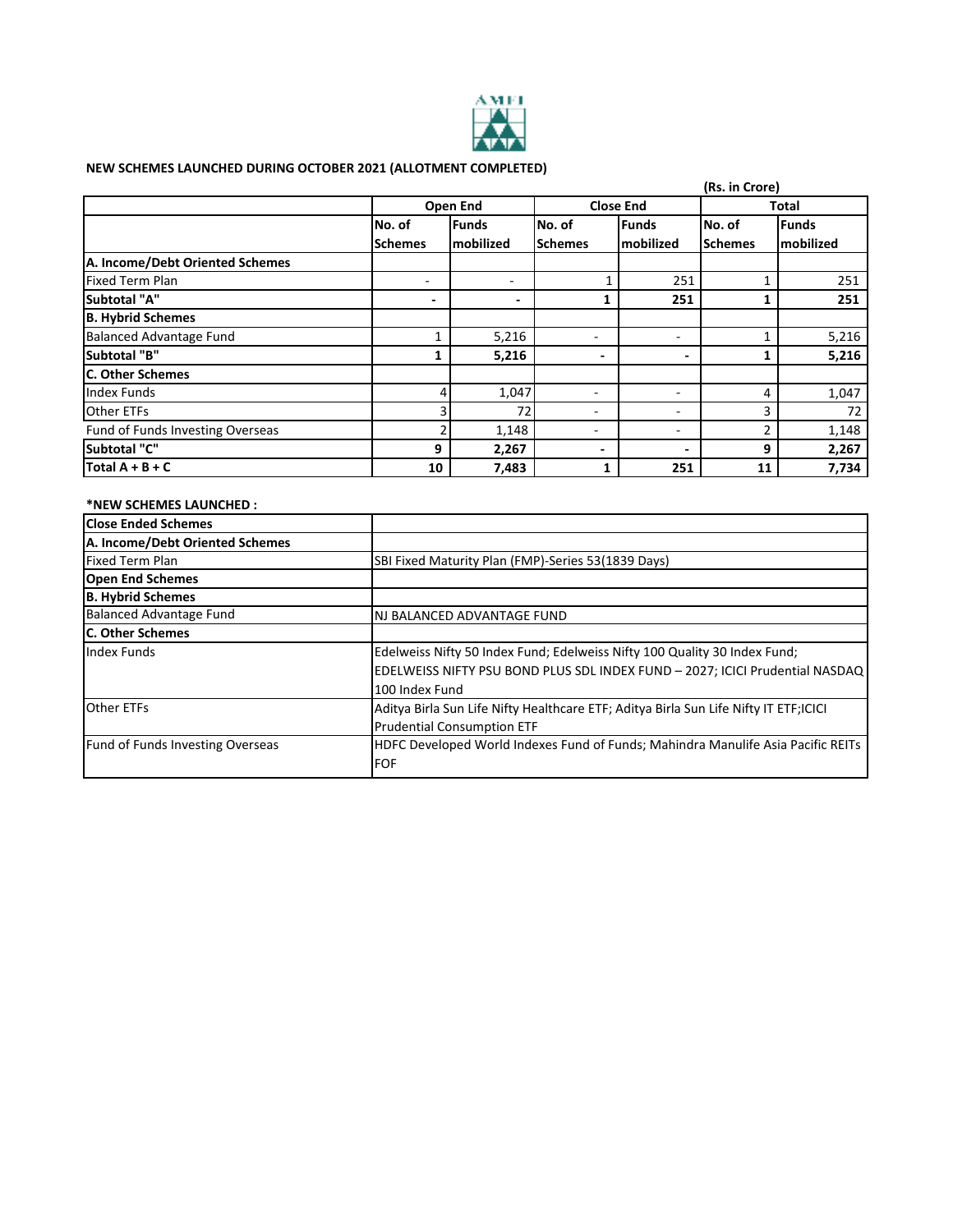**NEW SCHEMES LAUNCHED DURING OCTOBER 2021 (ALLOTMENT COMPLETED)**

(Rs. in Crore)

| | Open End | | Close End | | Total | |
|---|---|---|---|---|---|---|
| | No. of Schemes | Funds mobilized | No. of Schemes | Funds mobilized | No. of Schemes | Funds mobilized |
| **A. Income/Debt Oriented Schemes** | | | | | | |
| Fixed Term Plan | - | - | 1 | 251 | 1 | 251 |
| **Subtotal "A"** | **-** | **-** | **1** | **251** | **1** | **251** |
| **B. Hybrid Schemes** | | | | | | |
| Balanced Advantage Fund | 1 | 5,216 | - | - | 1 | 5,216 |
| **Subtotal "B"** | **1** | **5,216** | **-** | **-** | **1** | **5,216** |
| **C. Other Schemes** | | | | | | |
| Index Funds | 4 | 1,047 | - | - | 4 | 1,047 |
| Other ETFs | 3 | 72 | - | - | 3 | 72 |
| Fund of Funds Investing Overseas | 2 | 1,148 | - | - | 2 | 1,148 |
| **Subtotal "C"** | **9** | **2,267** | **-** | **-** | **9** | **2,267** |
| **Total A + B + C** | **10** | **7,483** | **1** | **251** | **11** | **7,734** |

**\*NEW SCHEMES LAUNCHED :**

| | |
|---|---|
| **Close Ended Schemes** | |
| **A. Income/Debt Oriented Schemes** | |
| Fixed Term Plan | SBI Fixed Maturity Plan (FMP)-Series 53(1839 Days) |
| **Open End Schemes** | |
| **B. Hybrid Schemes** | |
| Balanced Advantage Fund | NJ BALANCED ADVANTAGE FUND |
| **C. Other Schemes** | |
| Index Funds | Edelweiss Nifty 50 Index Fund; Edelweiss Nifty 100 Quality 30 Index Fund; EDELWEISS NIFTY PSU BOND PLUS SDL INDEX FUND – 2027; ICICI Prudential NASDAQ 100 Index Fund |
| Other ETFs | Aditya Birla Sun Life Nifty Healthcare ETF; Aditya Birla Sun Life Nifty IT ETF;ICICI Prudential Consumption ETF |
| Fund of Funds Investing Overseas | HDFC Developed World Indexes Fund of Funds; Mahindra Manulife Asia Pacific REITs FOF |